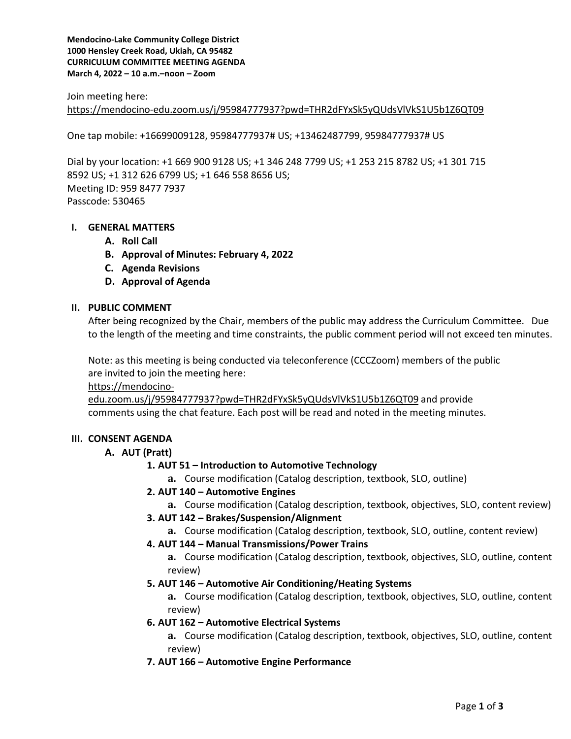**Mendocino-Lake Community College District**
**1000 Hensley Creek Road, Ukiah, CA 95482**
**CURRICULUM COMMITTEE MEETING AGENDA**
**March 4, 2022 – 10 a.m.–noon – Zoom**

Join meeting here:
https://mendocino-edu.zoom.us/j/95984777937?pwd=THR2dFYxSk5yQUdsVlVkS1U5b1Z6QT09

One tap mobile: +16699009128, 95984777937# US; +13462487799, 95984777937# US

Dial by your location: +1 669 900 9128 US; +1 346 248 7799 US; +1 253 215 8782 US; +1 301 715 8592 US; +1 312 626 6799 US; +1 646 558 8656 US;
Meeting ID: 959 8477 7937
Passcode: 530465

## I. GENERAL MATTERS

- **A. Roll Call**
- **B. Approval of Minutes: February 4, 2022**
- **C. Agenda Revisions**
- **D. Approval of Agenda**

## II. PUBLIC COMMENT

After being recognized by the Chair, members of the public may address the Curriculum Committee. Due to the length of the meeting and time constraints, the public comment period will not exceed ten minutes.

Note: as this meeting is being conducted via teleconference (CCCZoom) members of the public are invited to join the meeting here: https://mendocino-edu.zoom.us/j/95984777937?pwd=THR2dFYxSk5yQUdsVlVkS1U5b1Z6QT09 and provide comments using the chat feature. Each post will be read and noted in the meeting minutes.

## III. CONSENT AGENDA

- **A. AUT (Pratt)**
  1. **AUT 51 – Introduction to Automotive Technology**
     - **a.** Course modification (Catalog description, textbook, SLO, outline)
  2. **AUT 140 – Automotive Engines**
     - **a.** Course modification (Catalog description, textbook, objectives, SLO, content review)
  3. **AUT 142 – Brakes/Suspension/Alignment**
     - **a.** Course modification (Catalog description, textbook, SLO, outline, content review)
  4. **AUT 144 – Manual Transmissions/Power Trains**
     - **a.** Course modification (Catalog description, textbook, objectives, SLO, outline, content review)
  5. **AUT 146 – Automotive Air Conditioning/Heating Systems**
     - **a.** Course modification (Catalog description, textbook, objectives, SLO, outline, content review)
  6. **AUT 162 – Automotive Electrical Systems**
     - **a.** Course modification (Catalog description, textbook, objectives, SLO, outline, content review)
  7. **AUT 166 – Automotive Engine Performance**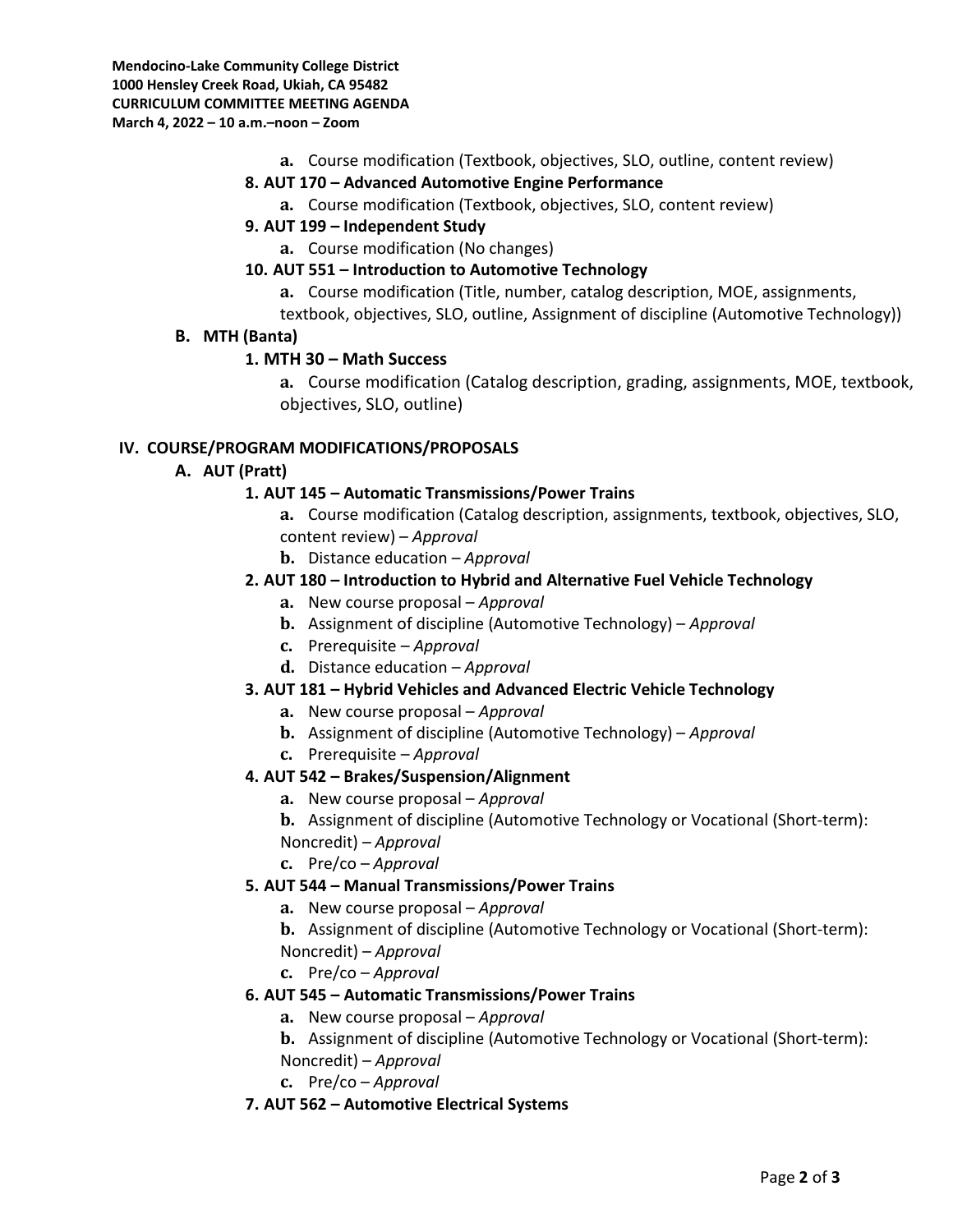a. Course modification (Textbook, objectives, SLO, outline, content review)

8. **AUT 170 – Advanced Automotive Engine Performance**
   a. Course modification (Textbook, objectives, SLO, content review)

9. **AUT 199 – Independent Study**
   a. Course modification (No changes)

10. **AUT 551 – Introduction to Automotive Technology**
    a. Course modification (Title, number, catalog description, MOE, assignments, textbook, objectives, SLO, outline, Assignment of discipline (Automotive Technology))

**B. MTH (Banta)**

1. **MTH 30 – Math Success**
   a. Course modification (Catalog description, grading, assignments, MOE, textbook, objectives, SLO, outline)

## IV. COURSE/PROGRAM MODIFICATIONS/PROPOSALS

**A. AUT (Pratt)**

1. **AUT 145 – Automatic Transmissions/Power Trains**
   a. Course modification (Catalog description, assignments, textbook, objectives, SLO, content review) – *Approval*
   b. Distance education – *Approval*

2. **AUT 180 – Introduction to Hybrid and Alternative Fuel Vehicle Technology**
   a. New course proposal – *Approval*
   b. Assignment of discipline (Automotive Technology) – *Approval*
   c. Prerequisite – *Approval*
   d. Distance education – *Approval*

3. **AUT 181 – Hybrid Vehicles and Advanced Electric Vehicle Technology**
   a. New course proposal – *Approval*
   b. Assignment of discipline (Automotive Technology) – *Approval*
   c. Prerequisite – *Approval*

4. **AUT 542 – Brakes/Suspension/Alignment**
   a. New course proposal – *Approval*
   b. Assignment of discipline (Automotive Technology or Vocational (Short-term): Noncredit) – *Approval*
   c. Pre/co – *Approval*

5. **AUT 544 – Manual Transmissions/Power Trains**
   a. New course proposal – *Approval*
   b. Assignment of discipline (Automotive Technology or Vocational (Short-term): Noncredit) – *Approval*
   c. Pre/co – *Approval*

6. **AUT 545 – Automatic Transmissions/Power Trains**
   a. New course proposal – *Approval*
   b. Assignment of discipline (Automotive Technology or Vocational (Short-term): Noncredit) – *Approval*
   c. Pre/co – *Approval*

7. **AUT 562 – Automotive Electrical Systems**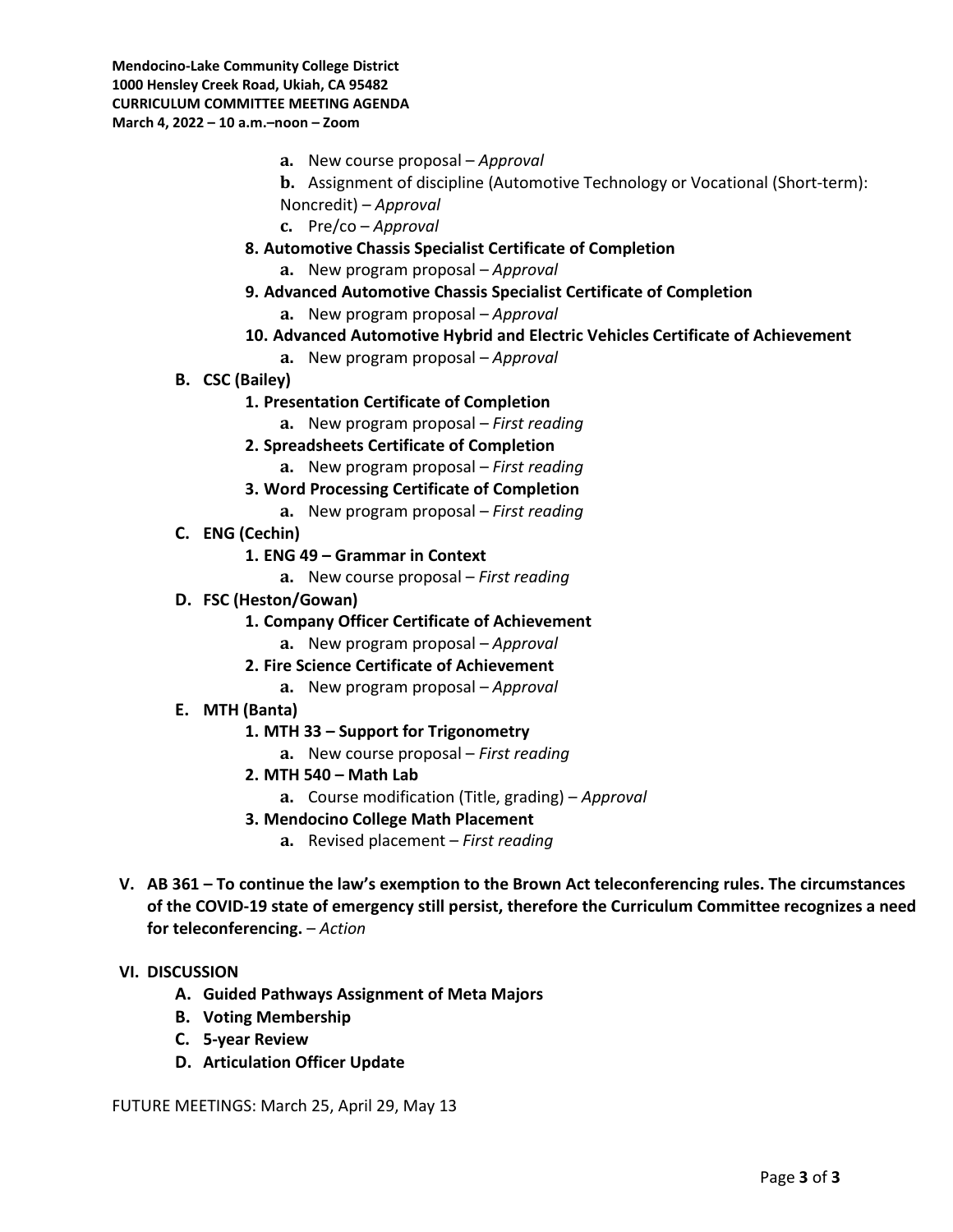**Mendocino-Lake Community College District**
**1000 Hensley Creek Road, Ukiah, CA 95482**
**CURRICULUM COMMITTEE MEETING AGENDA**
**March 4, 2022 – 10 a.m.–noon – Zoom**

- **a.** New course proposal – *Approval*
- **b.** Assignment of discipline (Automotive Technology or Vocational (Short-term): Noncredit) – *Approval*
- **c.** Pre/co – *Approval*

**8. Automotive Chassis Specialist Certificate of Completion**

- **a.** New program proposal – *Approval*

**9. Advanced Automotive Chassis Specialist Certificate of Completion**

- **a.** New program proposal – *Approval*

**10. Advanced Automotive Hybrid and Electric Vehicles Certificate of Achievement**

- **a.** New program proposal – *Approval*

**B. CSC (Bailey)**

**1. Presentation Certificate of Completion**

- **a.** New program proposal – *First reading*

**2. Spreadsheets Certificate of Completion**

- **a.** New program proposal – *First reading*

**3. Word Processing Certificate of Completion**

- **a.** New program proposal – *First reading*

**C. ENG (Cechin)**

**1. ENG 49 – Grammar in Context**

- **a.** New course proposal – *First reading*

**D. FSC (Heston/Gowan)**

**1. Company Officer Certificate of Achievement**

- **a.** New program proposal – *Approval*

**2. Fire Science Certificate of Achievement**

- **a.** New program proposal – *Approval*

**E. MTH (Banta)**

**1. MTH 33 – Support for Trigonometry**

- **a.** New course proposal – *First reading*

**2. MTH 540 – Math Lab**

- **a.** Course modification (Title, grading) – *Approval*

**3. Mendocino College Math Placement**

- **a.** Revised placement – *First reading*

**V. AB 361 – To continue the law's exemption to the Brown Act teleconferencing rules. The circumstances of the COVID-19 state of emergency still persist, therefore the Curriculum Committee recognizes a need for teleconferencing.** – *Action*

**VI. DISCUSSION**

- **A. Guided Pathways Assignment of Meta Majors**
- **B. Voting Membership**
- **C. 5-year Review**
- **D. Articulation Officer Update**

FUTURE MEETINGS: March 25, April 29, May 13